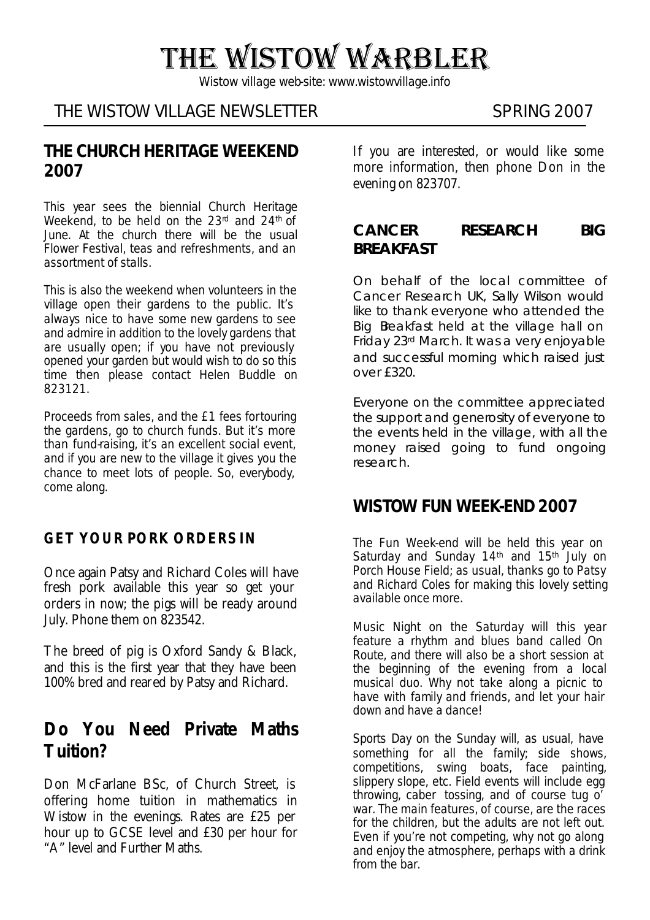# THE WISTOW WARBLER

Wistow village web-site: www.wistowvillage.info

THE WISTOW VILLAGE NEWSLETTER SPRING 2007

## THE CHURCH HERITAGE WEEKEND 2007

This year sees the biennial Church Heritage Weekend, to be held on the 23rd and 24th of June. At the church there will be the usual Flower Festival, teas and refreshments, and an assortment of stalls.

This is also the weekend when volunteers in the village open their gardens to the public. It's always nice to have some new gardens to see and admire in addition to the lovely gardens that are usually open; if you have not previously opened your garden but would wish to do so this time then please contact Helen Buddle on 823121.

Proceeds from sales, and the £1 fees fortouring the gardens, go to church funds. But it's more than fund-raising, it's an excellent social event, and if you are new to the village it gives you the chance to meet lots of people. So, everybody, come along.

### GET YOUR PORK ORDERS IN

Once again Patsy and Richard Coles will have fresh pork available this year so get your orders in now; the pigs will be ready around July. Phone them on 823542.

The breed of pig is Oxford Sandy & Black, and this is the first year that they have been 100% bred and reared by Patsy and Richard.

## Do You Need Private Maths Tuition?

Don McFarlane BSc, of Church Street, is offering home tuition in mathematics in Wistow in the evenings. Rates are £25 per hour up to GCSE level and £30 per hour for "A" level and Further Maths.

If you are interested, or would like some more information, then phone Don in the evening on 823707.

### CANCER RESEARCH BIG BREAKFAST

On behalf of the local committee of Cancer Research UK, Sally Wilson would like to thank everyone who attended the Big Breakfast held at the village hall on Friday 23rd March. It was a very enjoyable and successful morning which raised just over £320.

Everyone on the committee appreciated the support and generosity of everyone to the events held in the village, with all the money raised going to fund ongoing research.

## WISTOW FUN WEEK-END 2007

The Fun Week-end will be held this year on Saturday and Sunday 14th and 15th July on Porch House Field; as usual, thanks go to Patsy and Richard Coles for making this lovely setting available once more.

Music Night on the Saturday will this year feature a rhythm and blues band called On Route, and there will also be a short session at the beginning of the evening from a local musical duo. Why not take along a picnic to have with family and friends, and let your hair down and have a dance!

Sports Day on the Sunday will, as usual, have something for all the family; side shows, competitions, swing boats, face painting, slippery slope, etc. Field events will include egg throwing, caber tossing, and of course tug o' war. The main features, of course, are the races for the children, but the adults are not left out. Even if you're not competing, why not go along and enjoy the atmosphere, perhaps with a drink from the bar.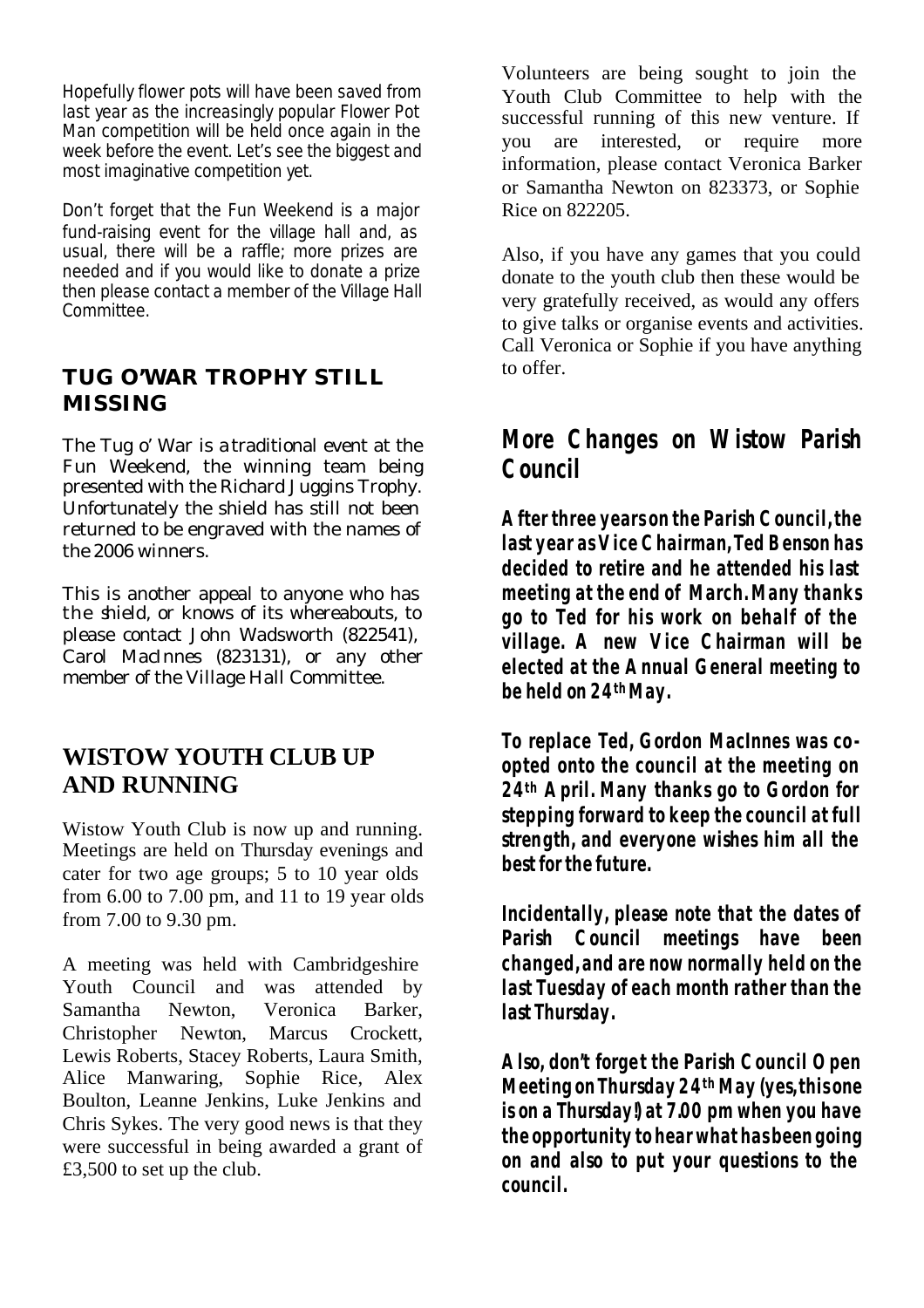Hopefully flower pots will have been saved from last year as the increasingly popular Flower Pot Man competition will be held once again in the week before the event. Let's see the biggest and most imaginative competition yet.

Don't forget that the Fun Weekend is a major fund-raising event for the village hall and, as usual, there will be a raffle; more prizes are needed and if you would like to donate a prize then please contact a member of the Village Hall Committee.

## TUG O'WAR TROPHY STILL MISSING

The Tug o' War is a traditional event at the Fun Weekend, the winning team being presented with the Richard Juggins Trophy. Unfortunately the shield has still not been returned to be engraved with the names of the 2006 winners.

This is another appeal to anyone who has the shield, or knows of its whereabouts, to please contact John Wadsworth (822541), Carol MacInnes (823131), or any other member of the Village Hall Committee.

## WISTOW YOUTH CLUB UP AND RUNNING

Wistow Youth Club is now up and running. Meetings are held on Thursday evenings and cater for two age groups; 5 to 10 year olds from 6.00 to 7.00 pm, and 11 to 19 year olds from 7.00 to 9.30 pm.

A meeting was held with Cambridgeshire Youth Council and was attended by Samantha Newton, Veronica Barker, Christopher Newton, Marcus Crockett, Lewis Roberts, Stacey Roberts, Laura Smith, Alice Manwaring, Sophie Rice, Alex Boulton, Leanne Jenkins, Luke Jenkins and Chris Sykes. The very good news is that they were successful in being awarded a grant of £3,500 to set up the club.

Volunteers are being sought to join the Youth Club Committee to help with the successful running of this new venture. If you are interested, or require more information, please contact Veronica Barker or Samantha Newton on 823373, or Sophie Rice on 822205.

Also, if you have any games that you could donate to the youth club then these would be very gratefully received, as would any offers to give talks or organise events and activities. Call Veronica or Sophie if you have anything to offer.

## *More Changes on Wistow Parish Council*

***After three years on the Parish Council, the last year as Vice Chairman, Ted Benson has decided to retire and he attended his last meeting at the end of March. Many thanks go to Ted for his work on behalf of the village. A new Vice Chairman will be elected at the Annual General meeting to be held on 24th May.***

***To replace Ted, Gordon MacInnes was co-opted onto the council at the meeting on 24th April. Many thanks go to Gordon for stepping forward to keep the council at full strength, and everyone wishes him all the best for the future.***

***Incidentally, please note that the dates of Parish Council meetings have been changed, and are now normally held on the last Tuesday of each month rather than the last Thursday.***

***Also, don't forget the Parish Council Open Meeting on Thursday 24th May (yes, this one is on a Thursday!) at 7.00 pm when you have the opportunity to hear what has been going on and also to put your questions to the council.***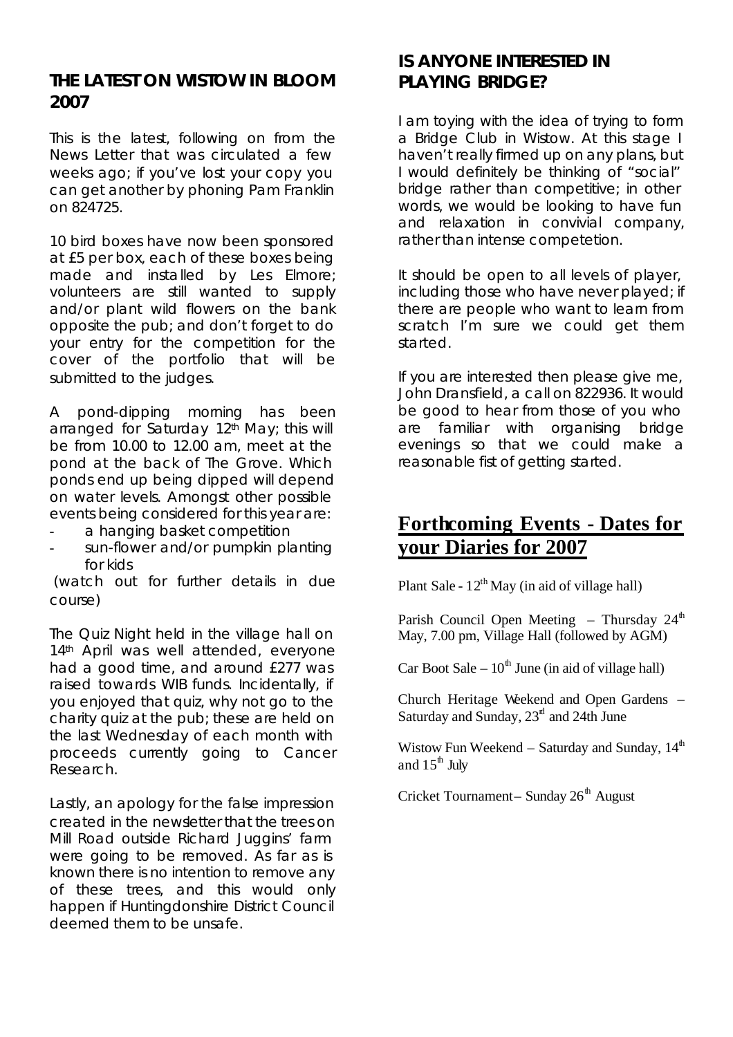## THE LATEST ON WISTOW IN BLOOM 2007

This is the latest, following on from the News Letter that was circulated a few weeks ago; if you've lost your copy you can get another by phoning Pam Franklin on 824725.

10 bird boxes have now been sponsored at £5 per box, each of these boxes being made and installed by Les Elmore; volunteers are still wanted to supply and/or plant wild flowers on the bank opposite the pub; and don't forget to do your entry for the competition for the cover of the portfolio that will be submitted to the judges.

A pond-dipping morning has been arranged for Saturday 12th May; this will be from 10.00 to 12.00 am, meet at the pond at the back of The Grove. Which ponds end up being dipped will depend on water levels. Amongst other possible events being considered for this year are:

- a hanging basket competition
- sun-flower and/or pumpkin planting for kids

(watch out for further details in due course)

The Quiz Night held in the village hall on 14th April was well attended, everyone had a good time, and around £277 was raised towards WIB funds. Incidentally, if you enjoyed that quiz, why not go to the charity quiz at the pub; these are held on the last Wednesday of each month with proceeds currently going to Cancer Research.

Lastly, an apology for the false impression created in the newsletter that the trees on Mill Road outside Richard Juggins' farm were going to be removed. As far as is known there is no intention to remove any of these trees, and this would only happen if Huntingdonshire District Council deemed them to be unsafe.

## IS ANYONE INTERESTED IN PLAYING BRIDGE?

I am toying with the idea of trying to form a Bridge Club in Wistow. At this stage I haven't really firmed up on any plans, but I would definitely be thinking of "social" bridge rather than competitive; in other words, we would be looking to have fun and relaxation in convivial company, rather than intense competetion.

It should be open to all levels of player, including those who have never played; if there are people who want to learn from scratch I'm sure we could get them started.

If you are interested then please give me, John Dransfield, a call on 822936. It would be good to hear from those of you who are familiar with organising bridge evenings so that we could make a reasonable fist of getting started.

# Forthcoming Events - Dates for your Diaries for 2007

Plant Sale - 12th May (in aid of village hall)

Parish Council Open Meeting – Thursday 24th May, 7.00 pm, Village Hall (followed by AGM)

Car Boot Sale – 10th June (in aid of village hall)

Church Heritage Weekend and Open Gardens – Saturday and Sunday, 23rd and 24th June

Wistow Fun Weekend – Saturday and Sunday, 14th and 15th July

Cricket Tournament – Sunday 26th August